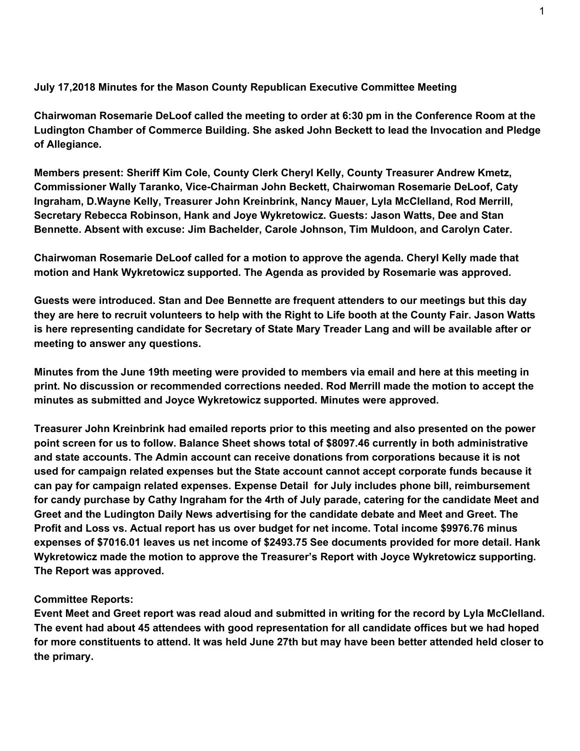**July 17,2018 Minutes for the Mason County Republican Executive Committee Meeting**

**Chairwoman Rosemarie DeLoof called the meeting to order at 6:30 pm in the Conference Room at the Ludington Chamber of Commerce Building. She asked John Beckett to lead the Invocation and Pledge of Allegiance.**

**Members present: Sheriff Kim Cole, County Clerk Cheryl Kelly, County Treasurer Andrew Kmetz, Commissioner Wally Taranko, Vice-Chairman John Beckett, Chairwoman Rosemarie DeLoof, Caty Ingraham, D.Wayne Kelly, Treasurer John Kreinbrink, Nancy Mauer, Lyla McClelland, Rod Merrill, Secretary Rebecca Robinson, Hank and Joye Wykretowicz. Guests: Jason Watts, Dee and Stan Bennette. Absent with excuse: Jim Bachelder, Carole Johnson, Tim Muldoon, and Carolyn Cater.**

**Chairwoman Rosemarie DeLoof called for a motion to approve the agenda. Cheryl Kelly made that motion and Hank Wykretowicz supported. The Agenda as provided by Rosemarie was approved.**

**Guests were introduced. Stan and Dee Bennette are frequent attenders to our meetings but this day they are here to recruit volunteers to help with the Right to Life booth at the County Fair. Jason Watts is here representing candidate for Secretary of State Mary Treader Lang and will be available after or meeting to answer any questions.**

**Minutes from the June 19th meeting were provided to members via email and here at this meeting in print. No discussion or recommended corrections needed. Rod Merrill made the motion to accept the minutes as submitted and Joyce Wykretowicz supported. Minutes were approved.**

**Treasurer John Kreinbrink had emailed reports prior to this meeting and also presented on the power point screen for us to follow. Balance Sheet shows total of $8097.46 currently in both administrative and state accounts. The Admin account can receive donations from corporations because it is not used for campaign related expenses but the State account cannot accept corporate funds because it can pay for campaign related expenses. Expense Detail for July includes phone bill, reimbursement for candy purchase by Cathy Ingraham for the 4rth of July parade, catering for the candidate Meet and Greet and the Ludington Daily News advertising for the candidate debate and Meet and Greet. The Profit and Loss vs. Actual report has us over budget for net income. Total income $9976.76 minus expenses of $7016.01 leaves us net income of $2493.75 See documents provided for more detail. Hank Wykretowicz made the motion to approve the Treasurer's Report with Joyce Wykretowicz supporting. The Report was approved.**

**Committee Reports:**
**Event Meet and Greet report was read aloud and submitted in writing for the record by Lyla McClelland. The event had about 45 attendees with good representation for all candidate offices but we had hoped for more constituents to attend. It was held June 27th but may have been better attended held closer to the primary.**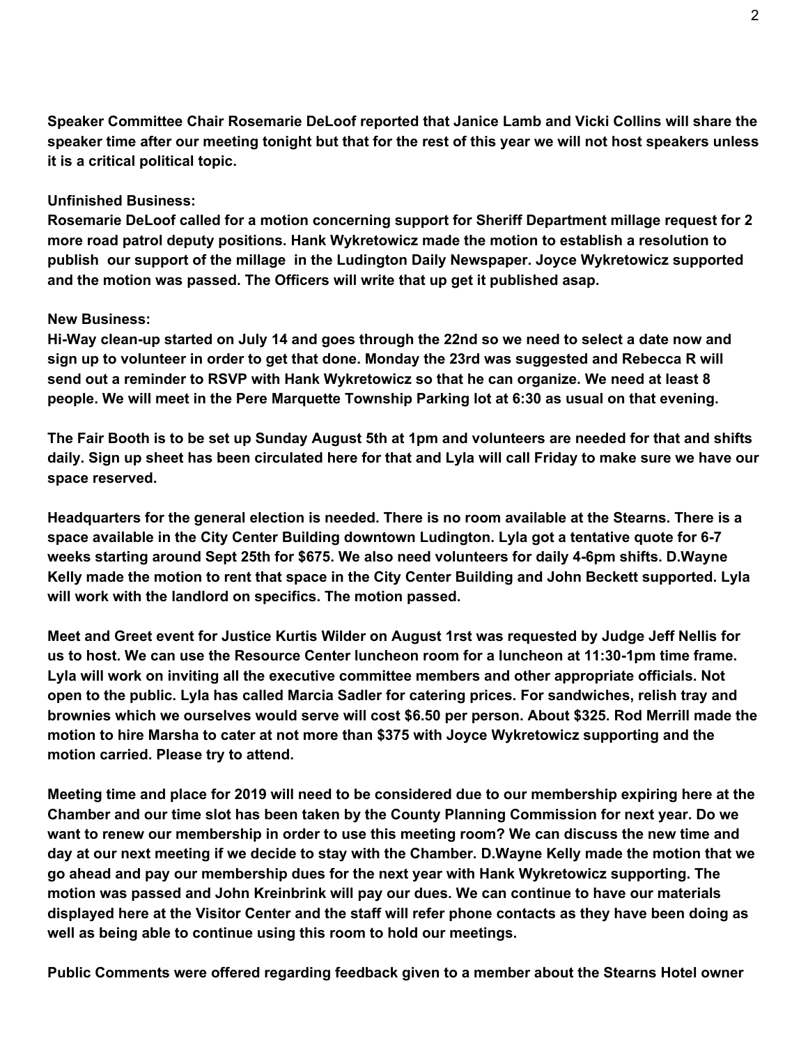**Speaker Committee Chair Rosemarie DeLoof reported that Janice Lamb and Vicki Collins will share the speaker time after our meeting tonight but that for the rest of this year we will not host speakers unless it is a critical political topic.**

**Unfinished Business:**
**Rosemarie DeLoof called for a motion concerning support for Sheriff Department millage request for 2 more road patrol deputy positions. Hank Wykretowicz made the motion to establish a resolution to publish our support of the millage in the Ludington Daily Newspaper. Joyce Wykretowicz supported and the motion was passed. The Officers will write that up get it published asap.**

**New Business:**
**Hi-Way clean-up started on July 14 and goes through the 22nd so we need to select a date now and sign up to volunteer in order to get that done. Monday the 23rd was suggested and Rebecca R will send out a reminder to RSVP with Hank Wykretowicz so that he can organize. We need at least 8 people. We will meet in the Pere Marquette Township Parking lot at 6:30 as usual on that evening.**

**The Fair Booth is to be set up Sunday August 5th at 1pm and volunteers are needed for that and shifts daily. Sign up sheet has been circulated here for that and Lyla will call Friday to make sure we have our space reserved.**

**Headquarters for the general election is needed. There is no room available at the Stearns. There is a space available in the City Center Building downtown Ludington. Lyla got a tentative quote for 6-7 weeks starting around Sept 25th for $675. We also need volunteers for daily 4-6pm shifts. D.Wayne Kelly made the motion to rent that space in the City Center Building and John Beckett supported. Lyla will work with the landlord on specifics. The motion passed.**

**Meet and Greet event for Justice Kurtis Wilder on August 1rst was requested by Judge Jeff Nellis for us to host. We can use the Resource Center luncheon room for a luncheon at 11:30-1pm time frame. Lyla will work on inviting all the executive committee members and other appropriate officials. Not open to the public. Lyla has called Marcia Sadler for catering prices. For sandwiches, relish tray and brownies which we ourselves would serve will cost $6.50 per person. About $325. Rod Merrill made the motion to hire Marsha to cater at not more than $375 with Joyce Wykretowicz supporting and the motion carried. Please try to attend.**

**Meeting time and place for 2019 will need to be considered due to our membership expiring here at the Chamber and our time slot has been taken by the County Planning Commission for next year. Do we want to renew our membership in order to use this meeting room? We can discuss the new time and day at our next meeting if we decide to stay with the Chamber. D.Wayne Kelly made the motion that we go ahead and pay our membership dues for the next year with Hank Wykretowicz supporting. The motion was passed and John Kreinbrink will pay our dues. We can continue to have our materials displayed here at the Visitor Center and the staff will refer phone contacts as they have been doing as well as being able to continue using this room to hold our meetings.**

**Public Comments were offered regarding feedback given to a member about the Stearns Hotel owner**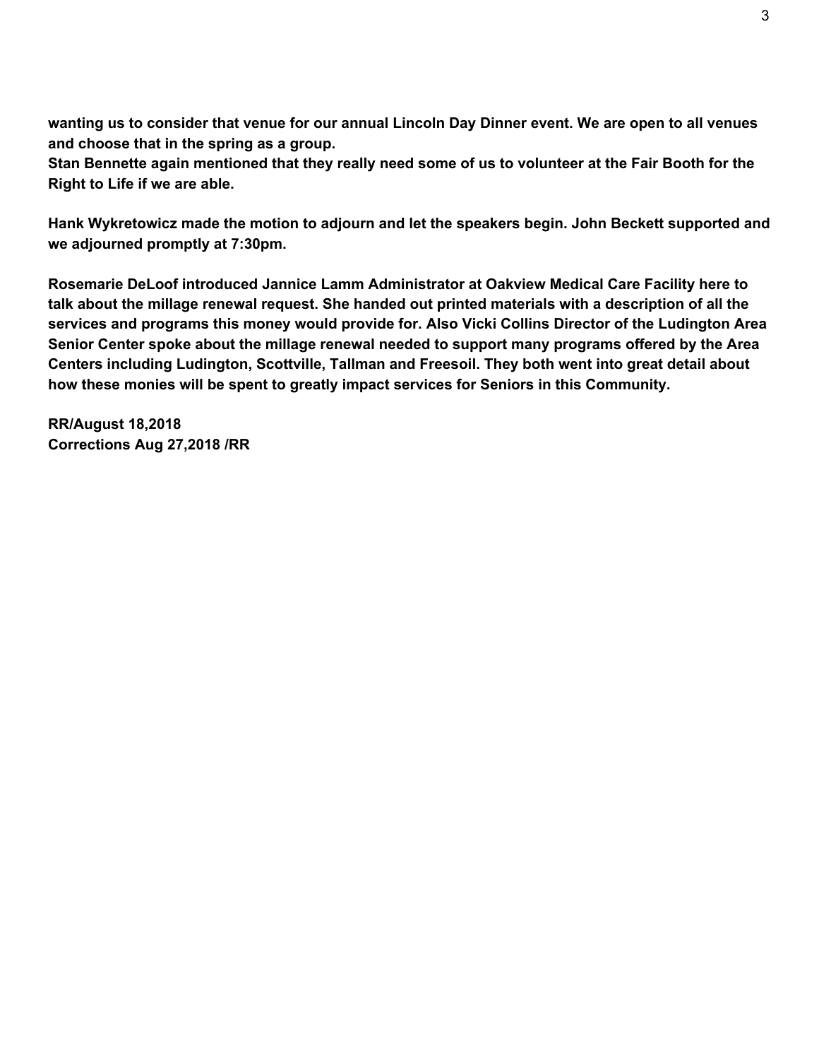**wanting us to consider that venue for our annual Lincoln Day Dinner event. We are open to all venues and choose that in the spring as a group.**
**Stan Bennette again mentioned that they really need some of us to volunteer at the Fair Booth for the Right to Life if we are able.**

**Hank Wykretowicz made the motion to adjourn and let the speakers begin. John Beckett supported and we adjourned promptly at 7:30pm.**

**Rosemarie DeLoof introduced Jannice Lamm Administrator at Oakview Medical Care Facility here to talk about the millage renewal request. She handed out printed materials with a description of all the services and programs this money would provide for. Also Vicki Collins Director of the Ludington Area Senior Center spoke about the millage renewal needed to support many programs offered by the Area Centers including Ludington, Scottville, Tallman and Freesoil. They both went into great detail about how these monies will be spent to greatly impact services for Seniors in this Community.**

**RR/August 18,2018**
**Corrections Aug 27,2018 /RR**